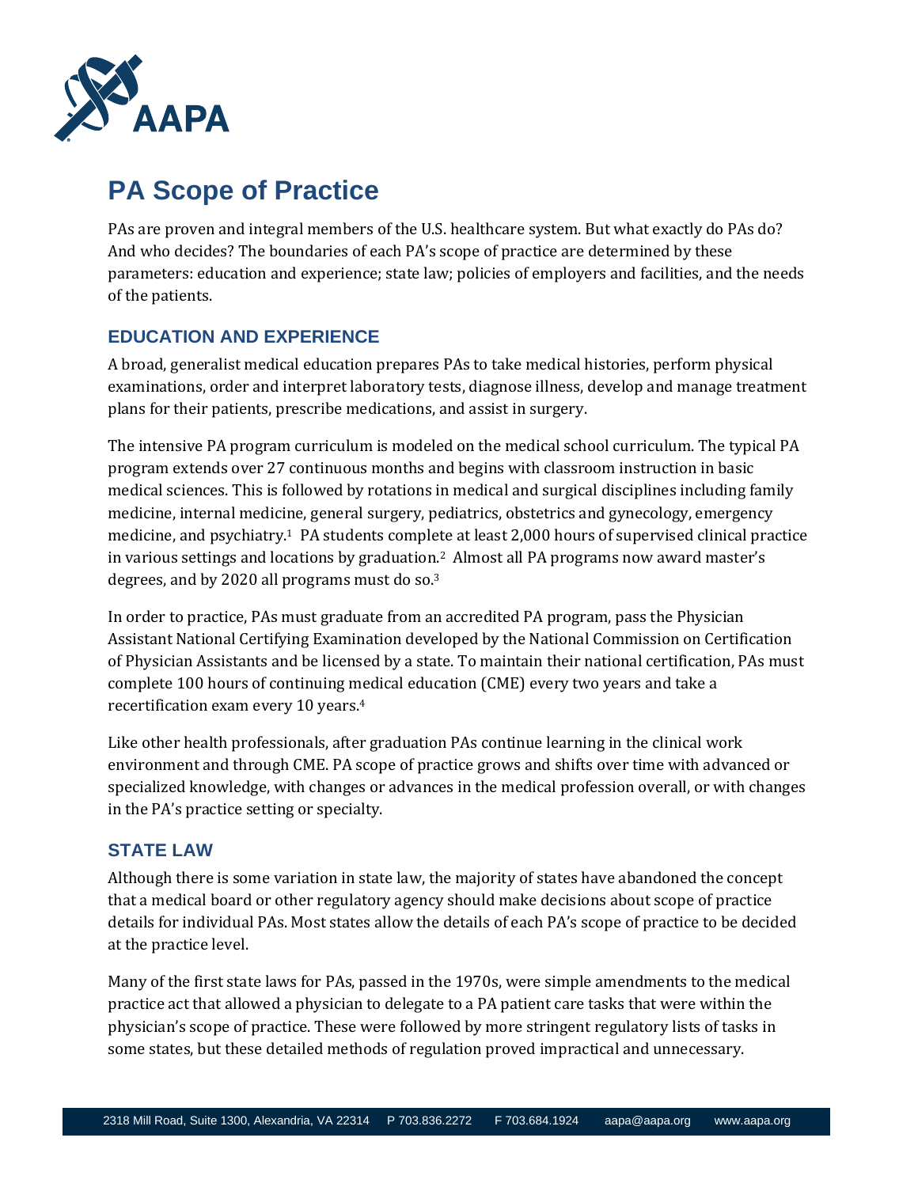# PA Scope of Practice

PAs are proven and integral members of the U.S. healthcare system. But what exactly do PAs do? And who decides? The boundaries of each PA's scope of practice are determined by these parameters: education and experience; state law; policies of employers and facilities, and the needs of the patients.

## EDUCATION AND EXPERIENCE

A broad, generalist medical education prepares PAs to take medical histories, perform physical examinations, order and interpret laboratory tests, diagnose illness, develop and manage treatment plans for their patients, prescribe medications, and assist in surgery.

The intensive PA program curriculum is modeled on the medical school curriculum. The typical PA program extends over 27 continuous months and begins with classroom instruction in basic medical sciences. This is followed by rotations in medical and surgical disciplines including family medicine, internal medicine, general surgery, pediatrics, obstetrics and gynecology, emergency medicine, and psychiatry.[1] PA students complete at least 2,000 hours of supervised clinical practice in various settings and locations by graduation.[2] Almost all PA programs now award master's degrees, and by 2020 all programs must do so.[3]

In order to practice, PAs must graduate from an accredited PA program, pass the Physician Assistant National Certifying Examination developed by the National Commission on Certification of Physician Assistants and be licensed by a state. To maintain their national certification, PAs must complete 100 hours of continuing medical education (CME) every two years and take a recertification exam every 10 years.[4]

Like other health professionals, after graduation PAs continue learning in the clinical work environment and through CME. PA scope of practice grows and shifts over time with advanced or specialized knowledge, with changes or advances in the medical profession overall, or with changes in the PA's practice setting or specialty.

## STATE LAW

Although there is some variation in state law, the majority of states have abandoned the concept that a medical board or other regulatory agency should make decisions about scope of practice details for individual PAs. Most states allow the details of each PA's scope of practice to be decided at the practice level.

Many of the first state laws for PAs, passed in the 1970s, were simple amendments to the medical practice act that allowed a physician to delegate to a PA patient care tasks that were within the physician's scope of practice. These were followed by more stringent regulatory lists of tasks in some states, but these detailed methods of regulation proved impractical and unnecessary.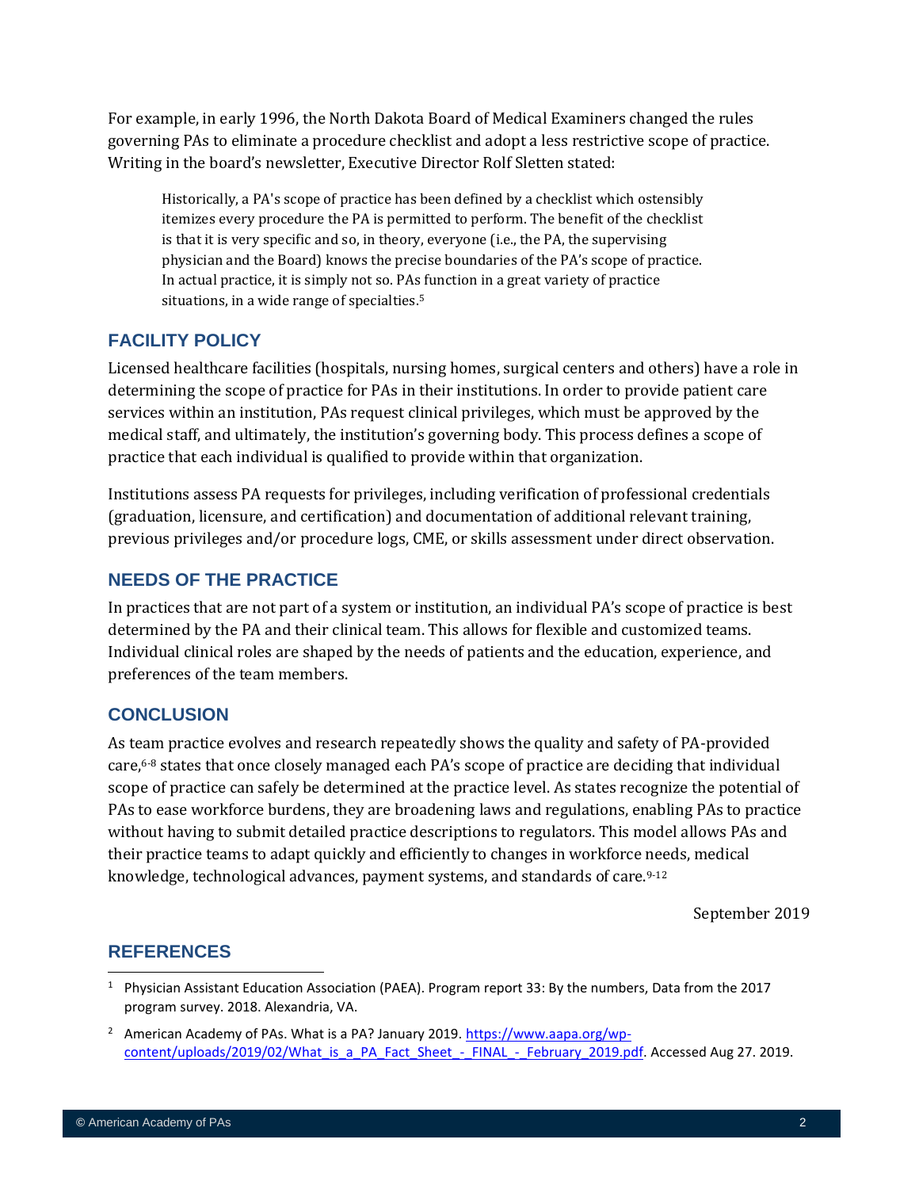For example, in early 1996, the North Dakota Board of Medical Examiners changed the rules governing PAs to eliminate a procedure checklist and adopt a less restrictive scope of practice. Writing in the board's newsletter, Executive Director Rolf Sletten stated:

> Historically, a PA's scope of practice has been defined by a checklist which ostensibly itemizes every procedure the PA is permitted to perform. The benefit of the checklist is that it is very specific and so, in theory, everyone (i.e., the PA, the supervising physician and the Board) knows the precise boundaries of the PA's scope of practice. In actual practice, it is simply not so. PAs function in a great variety of practice situations, in a wide range of specialties.[5]

## FACILITY POLICY

Licensed healthcare facilities (hospitals, nursing homes, surgical centers and others) have a role in determining the scope of practice for PAs in their institutions. In order to provide patient care services within an institution, PAs request clinical privileges, which must be approved by the medical staff, and ultimately, the institution's governing body. This process defines a scope of practice that each individual is qualified to provide within that organization.

Institutions assess PA requests for privileges, including verification of professional credentials (graduation, licensure, and certification) and documentation of additional relevant training, previous privileges and/or procedure logs, CME, or skills assessment under direct observation.

## NEEDS OF THE PRACTICE

In practices that are not part of a system or institution, an individual PA's scope of practice is best determined by the PA and their clinical team. This allows for flexible and customized teams. Individual clinical roles are shaped by the needs of patients and the education, experience, and preferences of the team members.

## CONCLUSION

As team practice evolves and research repeatedly shows the quality and safety of PA-provided care,[6-8] states that once closely managed each PA's scope of practice are deciding that individual scope of practice can safely be determined at the practice level. As states recognize the potential of PAs to ease workforce burdens, they are broadening laws and regulations, enabling PAs to practice without having to submit detailed practice descriptions to regulators. This model allows PAs and their practice teams to adapt quickly and efficiently to changes in workforce needs, medical knowledge, technological advances, payment systems, and standards of care.[9-12]

September 2019

## REFERENCES

1. Physician Assistant Education Association (PAEA). Program report 33: By the numbers, Data from the 2017 program survey. 2018. Alexandria, VA.
2. American Academy of PAs. What is a PA? January 2019. https://www.aapa.org/wp-content/uploads/2019/02/What_is_a_PA_Fact_Sheet_-_FINAL_-_February_2019.pdf. Accessed Aug 27. 2019.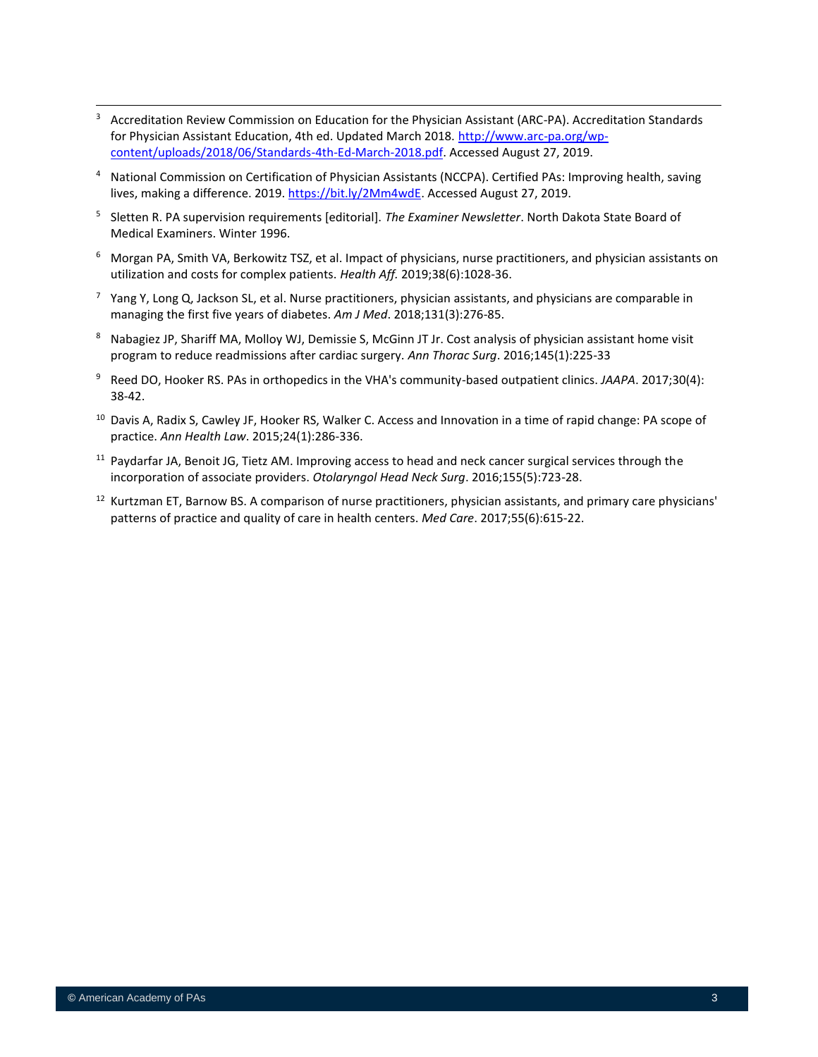[3] Accreditation Review Commission on Education for the Physician Assistant (ARC-PA). Accreditation Standards for Physician Assistant Education, 4th ed. Updated March 2018. http://www.arc-pa.org/wp-content/uploads/2018/06/Standards-4th-Ed-March-2018.pdf. Accessed August 27, 2019.

[4] National Commission on Certification of Physician Assistants (NCCPA). Certified PAs: Improving health, saving lives, making a difference. 2019. https://bit.ly/2Mm4wdE. Accessed August 27, 2019.

[5] Sletten R. PA supervision requirements [editorial]. *The Examiner Newsletter*. North Dakota State Board of Medical Examiners. Winter 1996.

[6] Morgan PA, Smith VA, Berkowitz TSZ, et al. Impact of physicians, nurse practitioners, and physician assistants on utilization and costs for complex patients. *Health Aff.* 2019;38(6):1028-36.

[7] Yang Y, Long Q, Jackson SL, et al. Nurse practitioners, physician assistants, and physicians are comparable in managing the first five years of diabetes. *Am J Med*. 2018;131(3):276-85.

[8] Nabagiez JP, Shariff MA, Molloy WJ, Demissie S, McGinn JT Jr. Cost analysis of physician assistant home visit program to reduce readmissions after cardiac surgery. *Ann Thorac Surg*. 2016;145(1):225-33

[9] Reed DO, Hooker RS. PAs in orthopedics in the VHA's community-based outpatient clinics. *JAAPA*. 2017;30(4): 38-42.

[10] Davis A, Radix S, Cawley JF, Hooker RS, Walker C. Access and Innovation in a time of rapid change: PA scope of practice. *Ann Health Law*. 2015;24(1):286-336.

[11] Paydarfar JA, Benoit JG, Tietz AM. Improving access to head and neck cancer surgical services through the incorporation of associate providers. *Otolaryngol Head Neck Surg*. 2016;155(5):723-28.

[12] Kurtzman ET, Barnow BS. A comparison of nurse practitioners, physician assistants, and primary care physicians' patterns of practice and quality of care in health centers. *Med Care*. 2017;55(6):615-22.